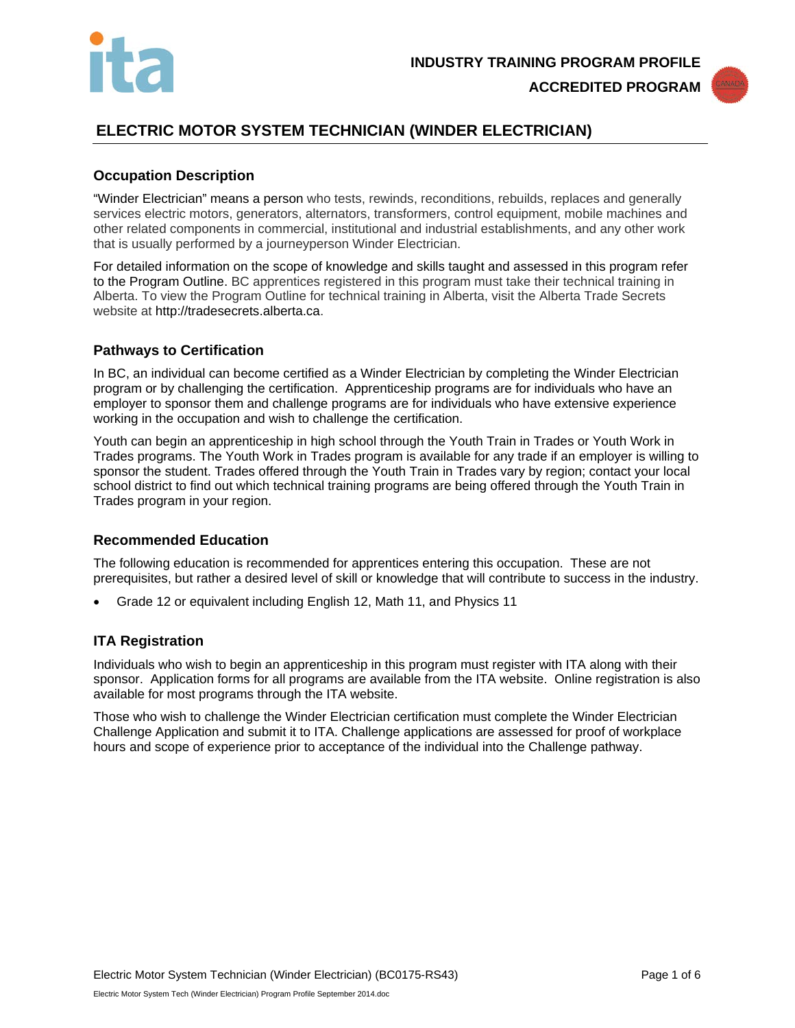**INDUSTRY TRAINING PROGRAM PROFILE**

**ACCREDITED PROGRAM**

# ELECTRIC MOTOR SYSTEM TECHNICIAN (WINDER ELECTRICIAN)

## Occupation Description

"Winder Electrician" means a person who tests, rewinds, reconditions, rebuilds, replaces and generally services electric motors, generators, alternators, transformers, control equipment, mobile machines and other related components in commercial, institutional and industrial establishments, and any other work that is usually performed by a journeyperson Winder Electrician.

For detailed information on the scope of knowledge and skills taught and assessed in this program refer to the Program Outline. BC apprentices registered in this program must take their technical training in Alberta. To view the Program Outline for technical training in Alberta, visit the Alberta Trade Secrets website at http://tradesecrets.alberta.ca.

## Pathways to Certification

In BC, an individual can become certified as a Winder Electrician by completing the Winder Electrician program or by challenging the certification. Apprenticeship programs are for individuals who have an employer to sponsor them and challenge programs are for individuals who have extensive experience working in the occupation and wish to challenge the certification.

Youth can begin an apprenticeship in high school through the Youth Train in Trades or Youth Work in Trades programs. The Youth Work in Trades program is available for any trade if an employer is willing to sponsor the student. Trades offered through the Youth Train in Trades vary by region; contact your local school district to find out which technical training programs are being offered through the Youth Train in Trades program in your region.

## Recommended Education

The following education is recommended for apprentices entering this occupation. These are not prerequisites, but rather a desired level of skill or knowledge that will contribute to success in the industry.

- Grade 12 or equivalent including English 12, Math 11, and Physics 11

## ITA Registration

Individuals who wish to begin an apprenticeship in this program must register with ITA along with their sponsor. Application forms for all programs are available from the ITA website. Online registration is also available for most programs through the ITA website.

Those who wish to challenge the Winder Electrician certification must complete the Winder Electrician Challenge Application and submit it to ITA. Challenge applications are assessed for proof of workplace hours and scope of experience prior to acceptance of the individual into the Challenge pathway.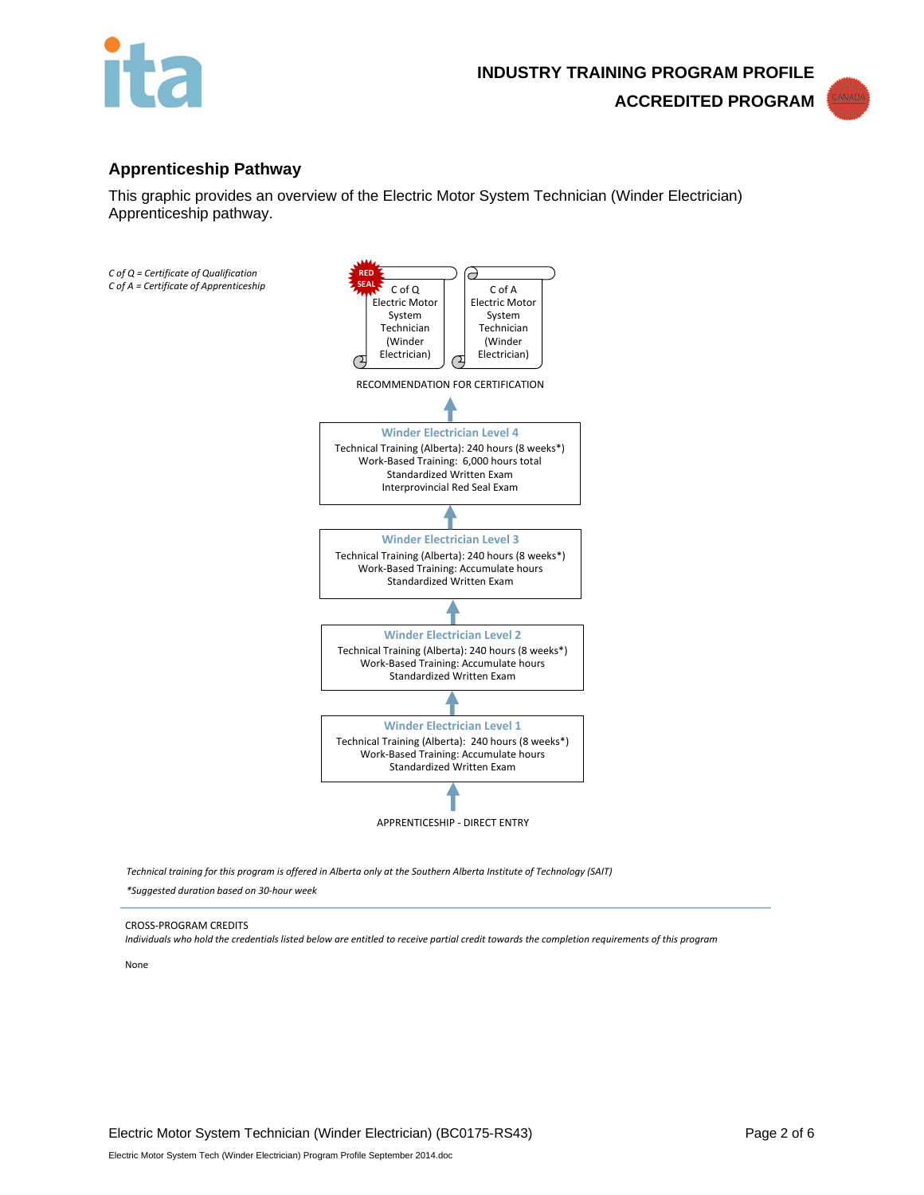## Apprenticeship Pathway

This graphic provides an overview of the Electric Motor System Technician (Winder Electrician) Apprenticeship pathway.

*C of Q = Certificate of Qualification*
*C of A = Certificate of Apprenticeship*

RED SEAL

C of Q Electric Motor System Technician (Winder Electrician)

C of A Electric Motor System Technician (Winder Electrician)

RECOMMENDATION FOR CERTIFICATION

**Winder Electrician Level 4**
Technical Training (Alberta): 240 hours (8 weeks*)
Work-Based Training: 6,000 hours total
Standardized Written Exam
Interprovincial Red Seal Exam

**Winder Electrician Level 3**
Technical Training (Alberta): 240 hours (8 weeks*)
Work-Based Training: Accumulate hours
Standardized Written Exam

**Winder Electrician Level 2**
Technical Training (Alberta): 240 hours (8 weeks*)
Work-Based Training: Accumulate hours
Standardized Written Exam

**Winder Electrician Level 1**
Technical Training (Alberta): 240 hours (8 weeks*)
Work-Based Training: Accumulate hours
Standardized Written Exam

APPRENTICESHIP - DIRECT ENTRY

*Technical training for this program is offered in Alberta only at the Southern Alberta Institute of Technology (SAIT)*

*\*Suggested duration based on 30-hour week*

---

CROSS-PROGRAM CREDITS

*Individuals who hold the credentials listed below are entitled to receive partial credit towards the completion requirements of this program*

None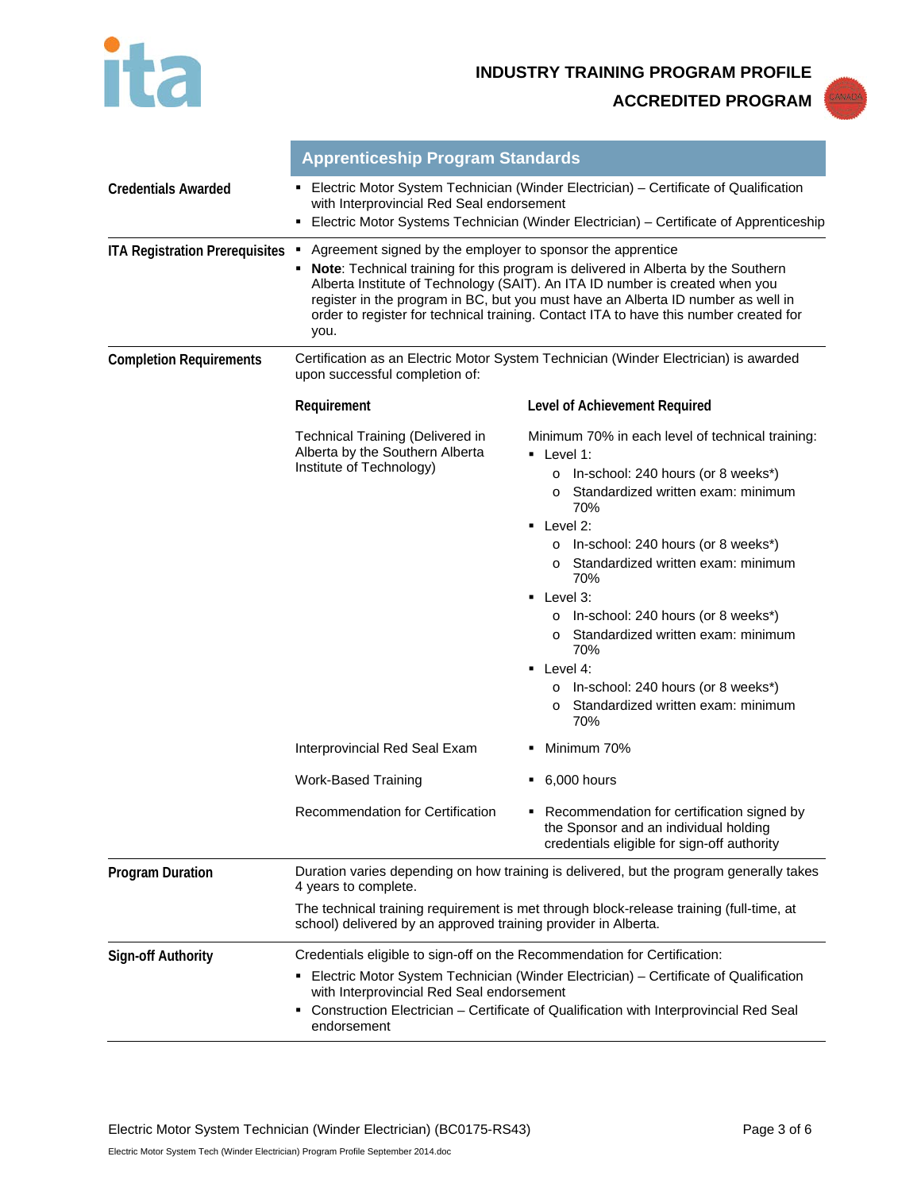INDUSTRY TRAINING PROGRAM PROFILE

ACCREDITED PROGRAM

## Apprenticeship Program Standards

**Credentials Awarded**

- Electric Motor System Technician (Winder Electrician) – Certificate of Qualification with Interprovincial Red Seal endorsement
- Electric Motor Systems Technician (Winder Electrician) – Certificate of Apprenticeship

**ITA Registration Prerequisites**

- Agreement signed by the employer to sponsor the apprentice
- **Note**: Technical training for this program is delivered in Alberta by the Southern Alberta Institute of Technology (SAIT). An ITA ID number is created when you register in the program in BC, but you must have an Alberta ID number as well in order to register for technical training. Contact ITA to have this number created for you.

**Completion Requirements**

Certification as an Electric Motor System Technician (Winder Electrician) is awarded upon successful completion of:

| Requirement | Level of Achievement Required |
|---|---|
| Technical Training (Delivered in Alberta by the Southern Alberta Institute of Technology) | Minimum 70% in each level of technical training:<br>▪ Level 1:<br>  o In-school: 240 hours (or 8 weeks*)<br>  o Standardized written exam: minimum 70%<br>▪ Level 2:<br>  o In-school: 240 hours (or 8 weeks*)<br>  o Standardized written exam: minimum 70%<br>▪ Level 3:<br>  o In-school: 240 hours (or 8 weeks*)<br>  o Standardized written exam: minimum 70%<br>▪ Level 4:<br>  o In-school: 240 hours (or 8 weeks*)<br>  o Standardized written exam: minimum 70% |
| Interprovincial Red Seal Exam | ▪ Minimum 70% |
| Work-Based Training | ▪ 6,000 hours |
| Recommendation for Certification | ▪ Recommendation for certification signed by the Sponsor and an individual holding credentials eligible for sign-off authority |

**Program Duration**

Duration varies depending on how training is delivered, but the program generally takes 4 years to complete.

The technical training requirement is met through block-release training (full-time, at school) delivered by an approved training provider in Alberta.

**Sign-off Authority**

Credentials eligible to sign-off on the Recommendation for Certification:

- Electric Motor System Technician (Winder Electrician) – Certificate of Qualification with Interprovincial Red Seal endorsement
- Construction Electrician – Certificate of Qualification with Interprovincial Red Seal endorsement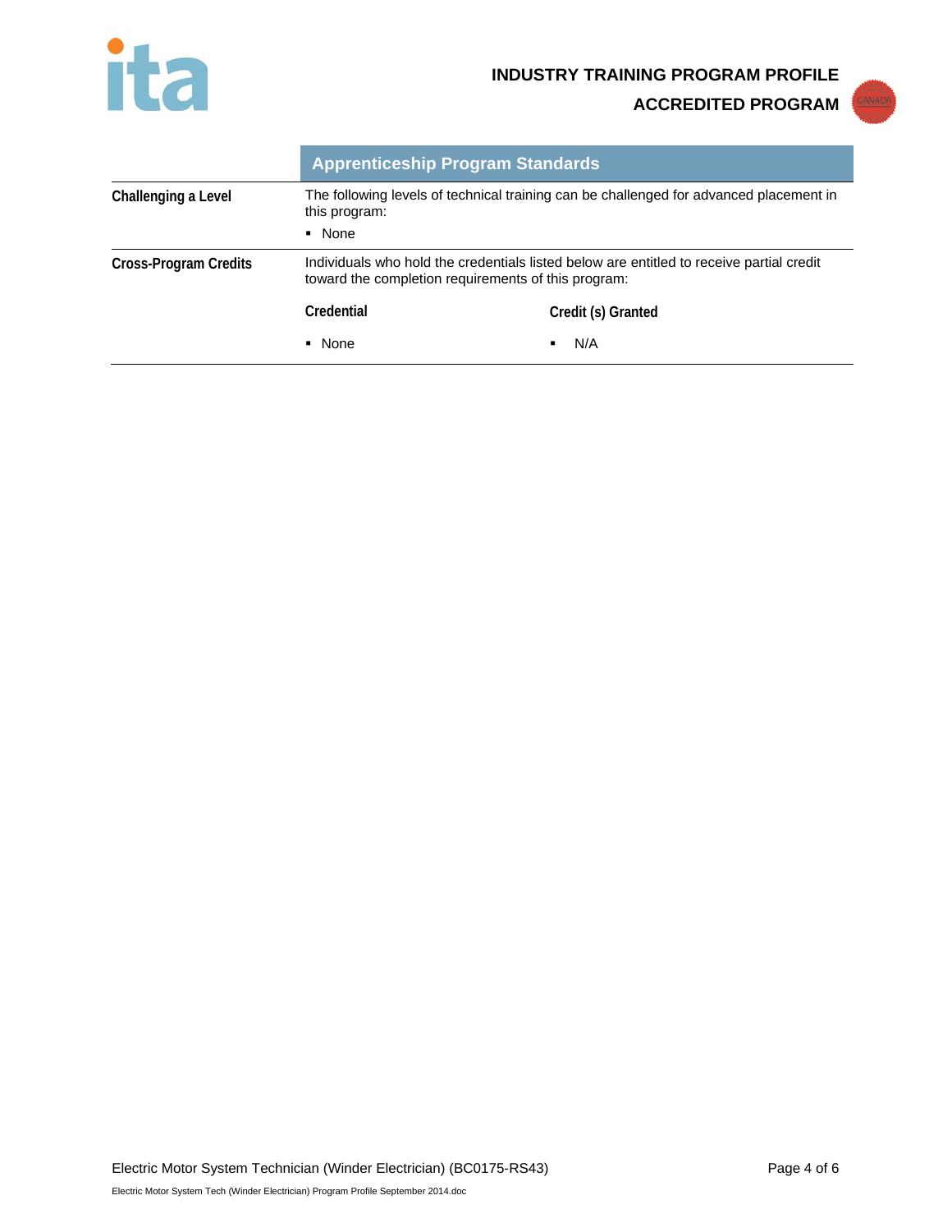## Apprenticeship Program Standards

**Challenging a Level**

The following levels of technical training can be challenged for advanced placement in this program:

- None

**Cross-Program Credits**

Individuals who hold the credentials listed below are entitled to receive partial credit toward the completion requirements of this program:

| Credential | Credit (s) Granted |
|---|---|
| ▪ None | ▪ N/A |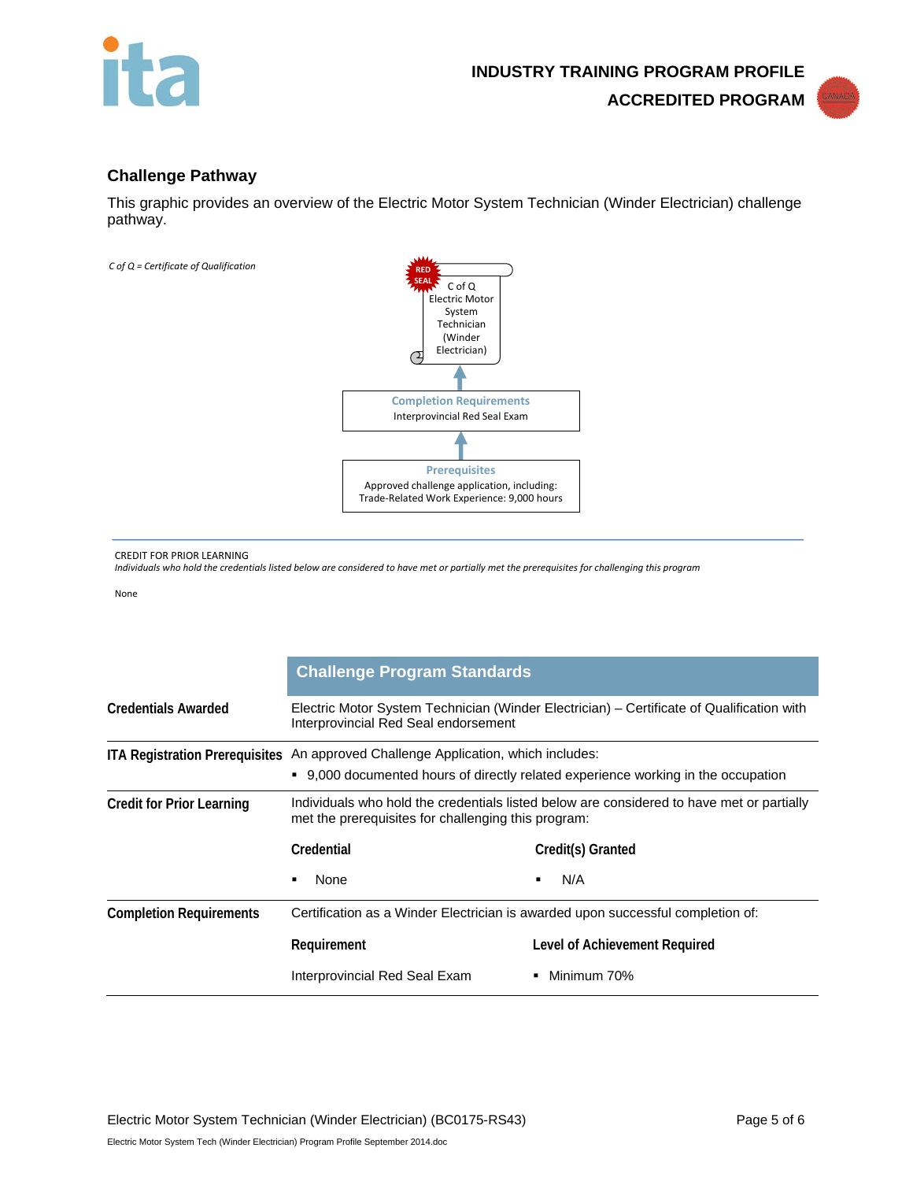## Challenge Pathway

This graphic provides an overview of the Electric Motor System Technician (Winder Electrician) challenge pathway.

*C of Q = Certificate of Qualification*

RED SEAL

C of Q Electric Motor System Technician (Winder Electrician)

↑

**Completion Requirements**
Interprovincial Red Seal Exam

↑

**Prerequisites**
Approved challenge application, including:
Trade-Related Work Experience: 9,000 hours

---

CREDIT FOR PRIOR LEARNING
*Individuals who hold the credentials listed below are considered to have met or partially met the prerequisites for challenging this program*

None

## Challenge Program Standards

| | |
|---|---|
| **Credentials Awarded** | Electric Motor System Technician (Winder Electrician) – Certificate of Qualification with Interprovincial Red Seal endorsement |
| **ITA Registration Prerequisites** | An approved Challenge Application, which includes:<br>▪ 9,000 documented hours of directly related experience working in the occupation |
| **Credit for Prior Learning** | Individuals who hold the credentials listed below are considered to have met or partially met the prerequisites for challenging this program:<br>**Credential** — **Credit(s) Granted**<br>▪ None — ▪ N/A |
| **Completion Requirements** | Certification as a Winder Electrician is awarded upon successful completion of:<br>**Requirement** — **Level of Achievement Required**<br>Interprovincial Red Seal Exam — ▪ Minimum 70% |

Electric Motor System Tech (Winder Electrician) Program Profile September 2014.doc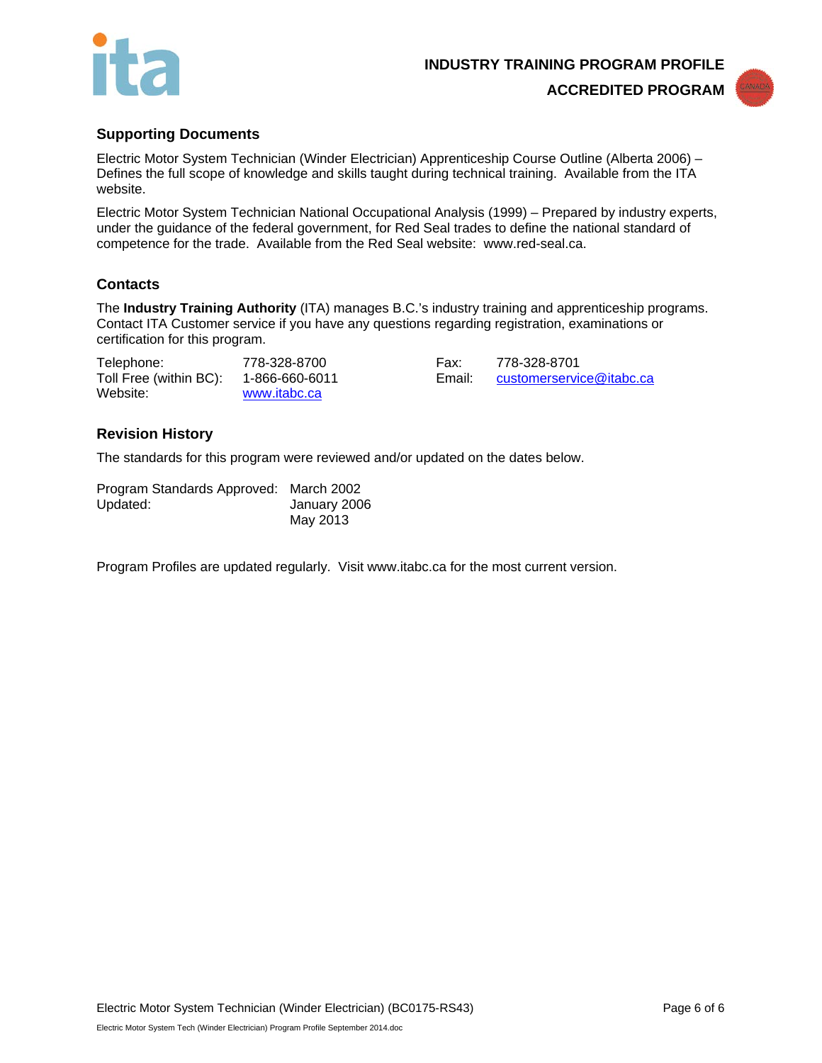## Supporting Documents

Electric Motor System Technician (Winder Electrician) Apprenticeship Course Outline (Alberta 2006) – Defines the full scope of knowledge and skills taught during technical training. Available from the ITA website.

Electric Motor System Technician National Occupational Analysis (1999) – Prepared by industry experts, under the guidance of the federal government, for Red Seal trades to define the national standard of competence for the trade. Available from the Red Seal website: www.red-seal.ca.

## Contacts

The **Industry Training Authority** (ITA) manages B.C.'s industry training and apprenticeship programs. Contact ITA Customer service if you have any questions regarding registration, examinations or certification for this program.

| | | | |
|---|---|---|---|
| Telephone: | 778-328-8700 | Fax: | 778-328-8701 |
| Toll Free (within BC): | 1-866-660-6011 | Email: | customerservice@itabc.ca |
| Website: | www.itabc.ca | | |

## Revision History

The standards for this program were reviewed and/or updated on the dates below.

| | |
|---|---|
| Program Standards Approved: | March 2002 |
| Updated: | January 2006 |
| | May 2013 |

Program Profiles are updated regularly. Visit www.itabc.ca for the most current version.